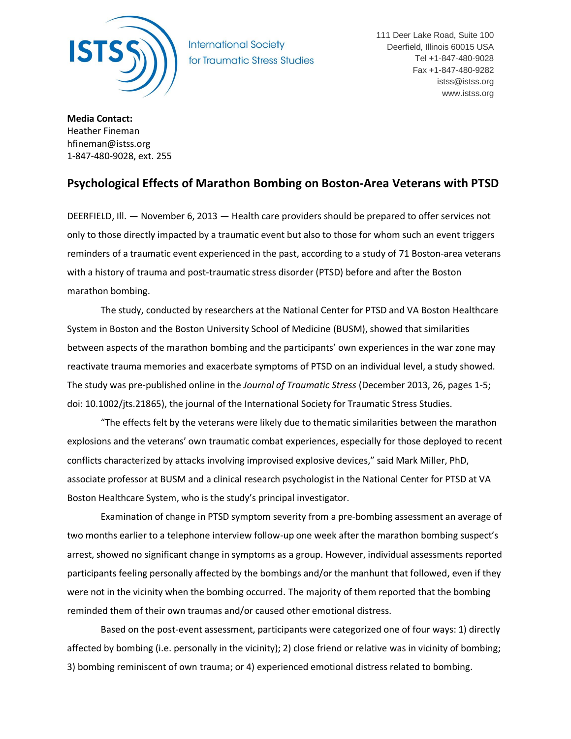International Society for Traumatic Stress Studies

111 Deer Lake Road, Suite 100
Deerfield, Illinois 60015 USA
Tel +1-847-480-9028
Fax +1-847-480-9282
istss@istss.org
www.istss.org

**Media Contact:**
Heather Fineman
hfineman@istss.org
1-847-480-9028, ext. 255

## Psychological Effects of Marathon Bombing on Boston-Area Veterans with PTSD

DEERFIELD, Ill. — November 6, 2013 — Health care providers should be prepared to offer services not only to those directly impacted by a traumatic event but also to those for whom such an event triggers reminders of a traumatic event experienced in the past, according to a study of 71 Boston-area veterans with a history of trauma and post-traumatic stress disorder (PTSD) before and after the Boston marathon bombing.

The study, conducted by researchers at the National Center for PTSD and VA Boston Healthcare System in Boston and the Boston University School of Medicine (BUSM), showed that similarities between aspects of the marathon bombing and the participants' own experiences in the war zone may reactivate trauma memories and exacerbate symptoms of PTSD on an individual level, a study showed. The study was pre-published online in the *Journal of Traumatic Stress* (December 2013, 26, pages 1-5; doi: 10.1002/jts.21865), the journal of the International Society for Traumatic Stress Studies.

"The effects felt by the veterans were likely due to thematic similarities between the marathon explosions and the veterans' own traumatic combat experiences, especially for those deployed to recent conflicts characterized by attacks involving improvised explosive devices," said Mark Miller, PhD, associate professor at BUSM and a clinical research psychologist in the National Center for PTSD at VA Boston Healthcare System, who is the study's principal investigator.

Examination of change in PTSD symptom severity from a pre-bombing assessment an average of two months earlier to a telephone interview follow-up one week after the marathon bombing suspect's arrest, showed no significant change in symptoms as a group. However, individual assessments reported participants feeling personally affected by the bombings and/or the manhunt that followed, even if they were not in the vicinity when the bombing occurred. The majority of them reported that the bombing reminded them of their own traumas and/or caused other emotional distress.

Based on the post-event assessment, participants were categorized one of four ways: 1) directly affected by bombing (i.e. personally in the vicinity); 2) close friend or relative was in vicinity of bombing; 3) bombing reminiscent of own trauma; or 4) experienced emotional distress related to bombing.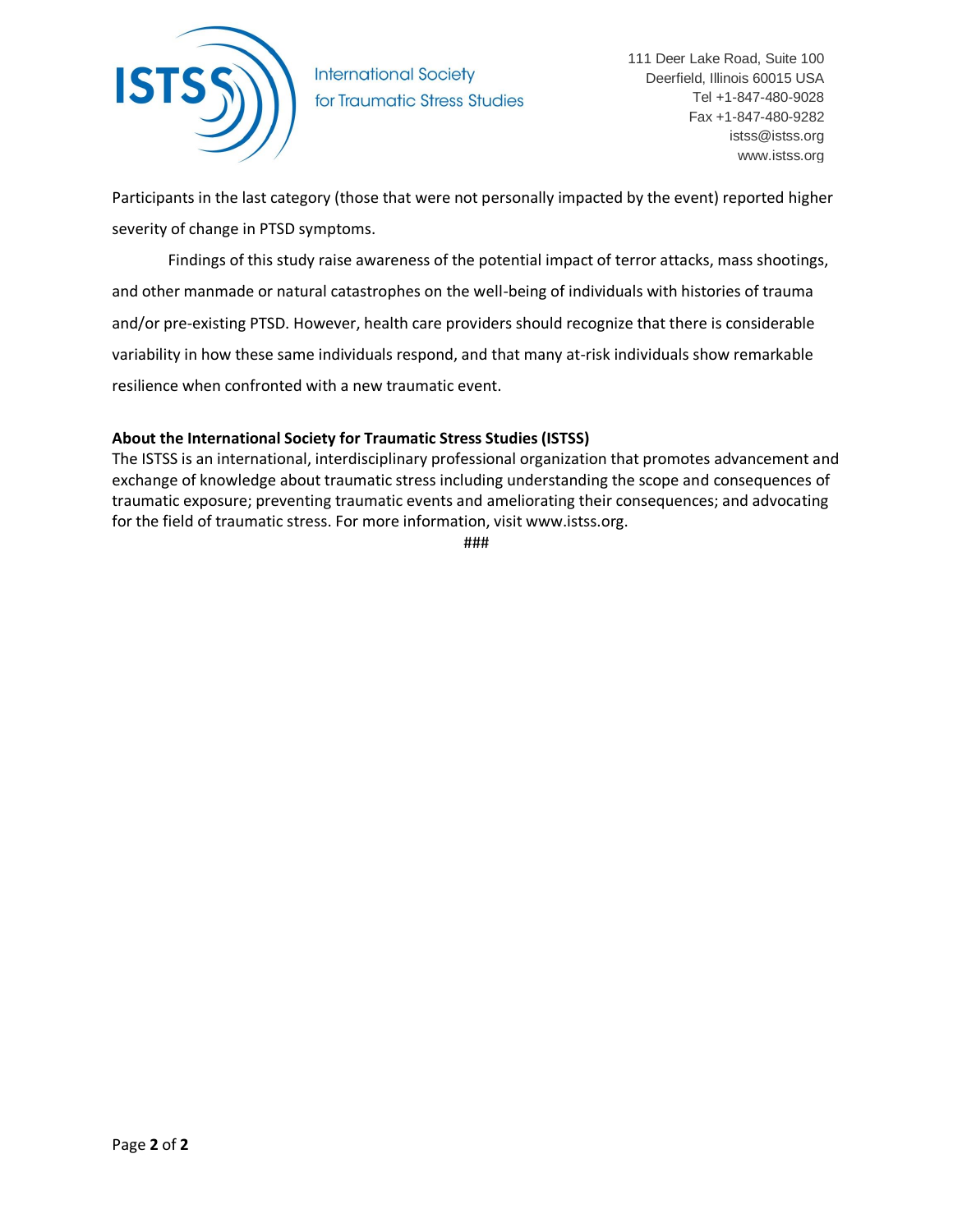Participants in the last category (those that were not personally impacted by the event) reported higher severity of change in PTSD symptoms.

Findings of this study raise awareness of the potential impact of terror attacks, mass shootings, and other manmade or natural catastrophes on the well-being of individuals with histories of trauma and/or pre-existing PTSD. However, health care providers should recognize that there is considerable variability in how these same individuals respond, and that many at-risk individuals show remarkable resilience when confronted with a new traumatic event.

**About the International Society for Traumatic Stress Studies (ISTSS)**

The ISTSS is an international, interdisciplinary professional organization that promotes advancement and exchange of knowledge about traumatic stress including understanding the scope and consequences of traumatic exposure; preventing traumatic events and ameliorating their consequences; and advocating for the field of traumatic stress. For more information, visit www.istss.org.

###